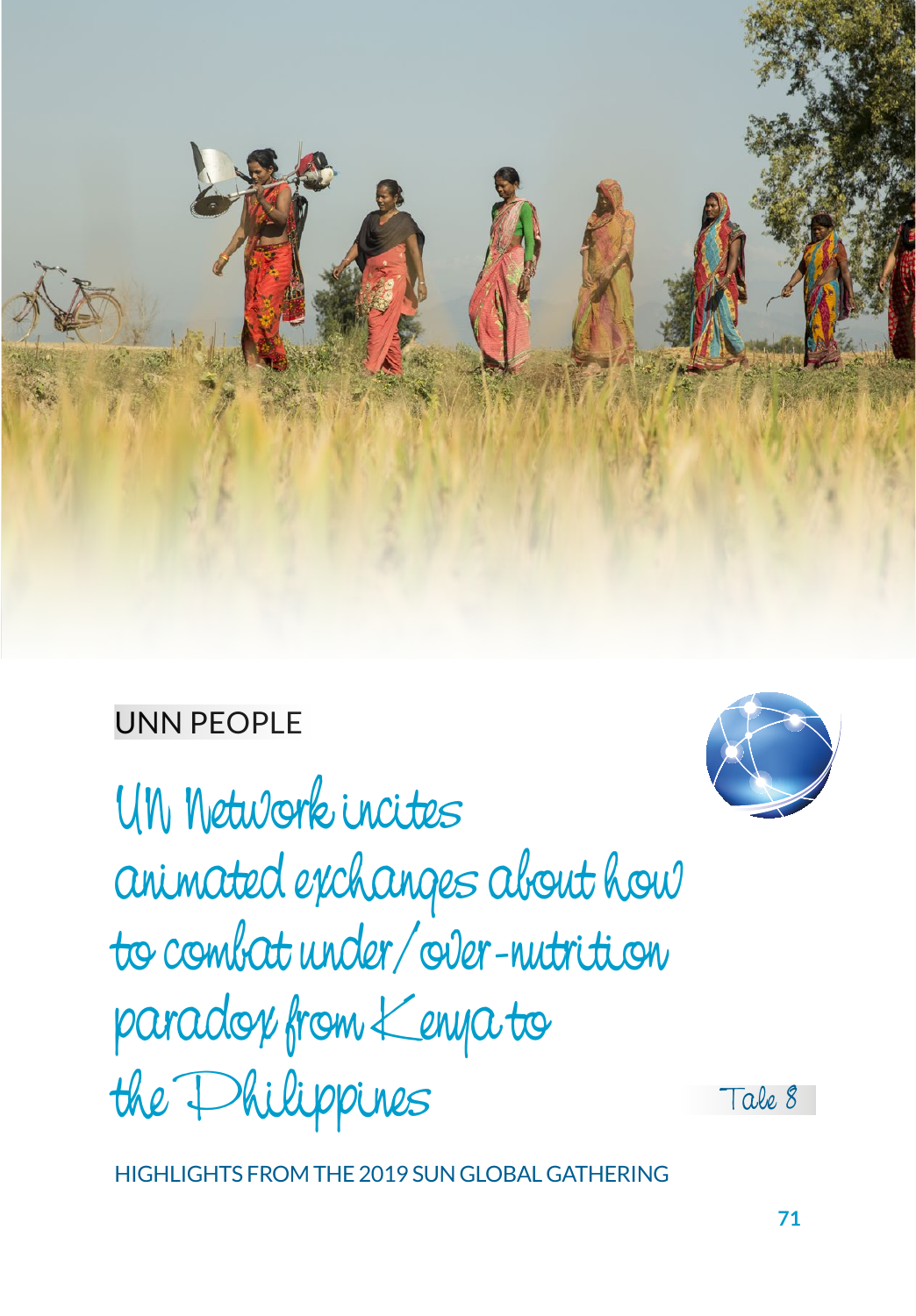UNN PEOPLE

# UN Network incites animated exchanges about how to combat under/over-nutrition paradox from Kenya to the Philippines

Tale 8

HIGHLIGHTS FROM THE 2019 SUN GLOBAL GATHERING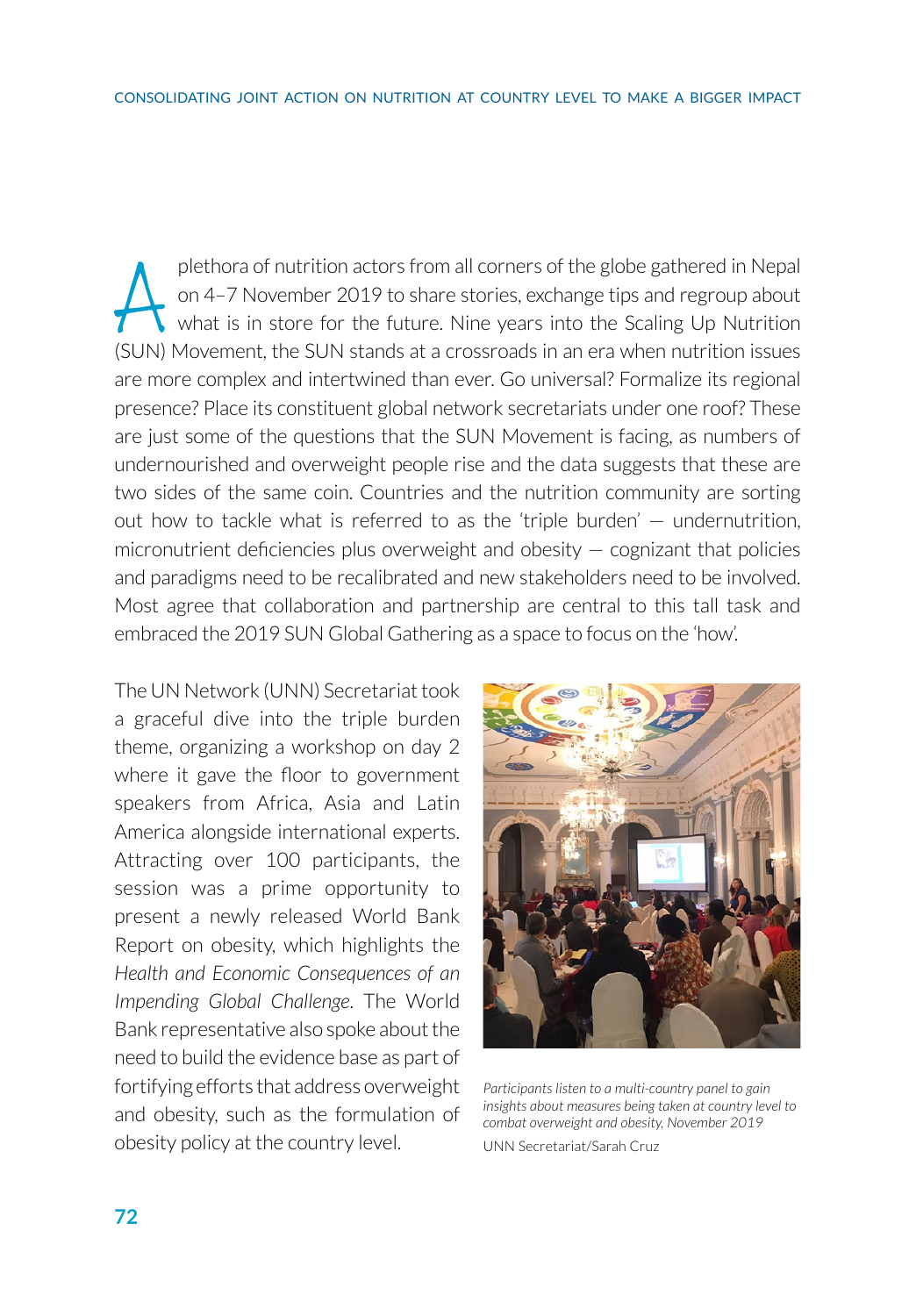A plethora of nutrition actors from all corners of the globe gathered in Nepal on 4–7 November 2019 to share stories, exchange tips and regroup about what is in store for the future. Nine years into the Scaling Up Nutrition (SUN) Movement, the SUN stands at a crossroads in an era when nutrition issues are more complex and intertwined than ever. Go universal? Formalize its regional presence? Place its constituent global network secretariats under one roof? These are just some of the questions that the SUN Movement is facing, as numbers of undernourished and overweight people rise and the data suggests that these are two sides of the same coin. Countries and the nutrition community are sorting out how to tackle what is referred to as the 'triple burden' — undernutrition, micronutrient deficiencies plus overweight and obesity — cognizant that policies and paradigms need to be recalibrated and new stakeholders need to be involved. Most agree that collaboration and partnership are central to this tall task and embraced the 2019 SUN Global Gathering as a space to focus on the 'how'.

The UN Network (UNN) Secretariat took a graceful dive into the triple burden theme, organizing a workshop on day 2 where it gave the floor to government speakers from Africa, Asia and Latin America alongside international experts. Attracting over 100 participants, the session was a prime opportunity to present a newly released World Bank Report on obesity, which highlights the *Health and Economic Consequences of an Impending Global Challenge*. The World Bank representative also spoke about the need to build the evidence base as part of fortifying efforts that address overweight and obesity, such as the formulation of obesity policy at the country level.

*Participants listen to a multi-country panel to gain insights about measures being taken at country level to combat overweight and obesity, November 2019*

UNN Secretariat/Sarah Cruz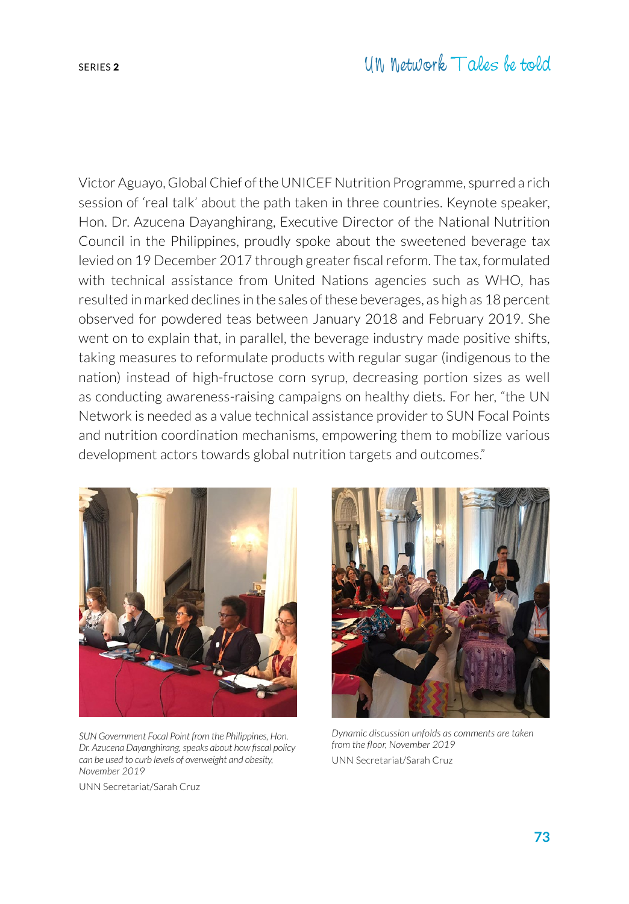Victor Aguayo, Global Chief of the UNICEF Nutrition Programme, spurred a rich session of 'real talk' about the path taken in three countries. Keynote speaker, Hon. Dr. Azucena Dayanghirang, Executive Director of the National Nutrition Council in the Philippines, proudly spoke about the sweetened beverage tax levied on 19 December 2017 through greater fiscal reform. The tax, formulated with technical assistance from United Nations agencies such as WHO, has resulted in marked declines in the sales of these beverages, as high as 18 percent observed for powdered teas between January 2018 and February 2019. She went on to explain that, in parallel, the beverage industry made positive shifts, taking measures to reformulate products with regular sugar (indigenous to the nation) instead of high-fructose corn syrup, decreasing portion sizes as well as conducting awareness-raising campaigns on healthy diets. For her, "the UN Network is needed as a value technical assistance provider to SUN Focal Points and nutrition coordination mechanisms, empowering them to mobilize various development actors towards global nutrition targets and outcomes."

*SUN Government Focal Point from the Philippines, Hon. Dr. Azucena Dayanghirang, speaks about how fiscal policy can be used to curb levels of overweight and obesity, November 2019*

UNN Secretariat/Sarah Cruz

*Dynamic discussion unfolds as comments are taken from the floor, November 2019*

UNN Secretariat/Sarah Cruz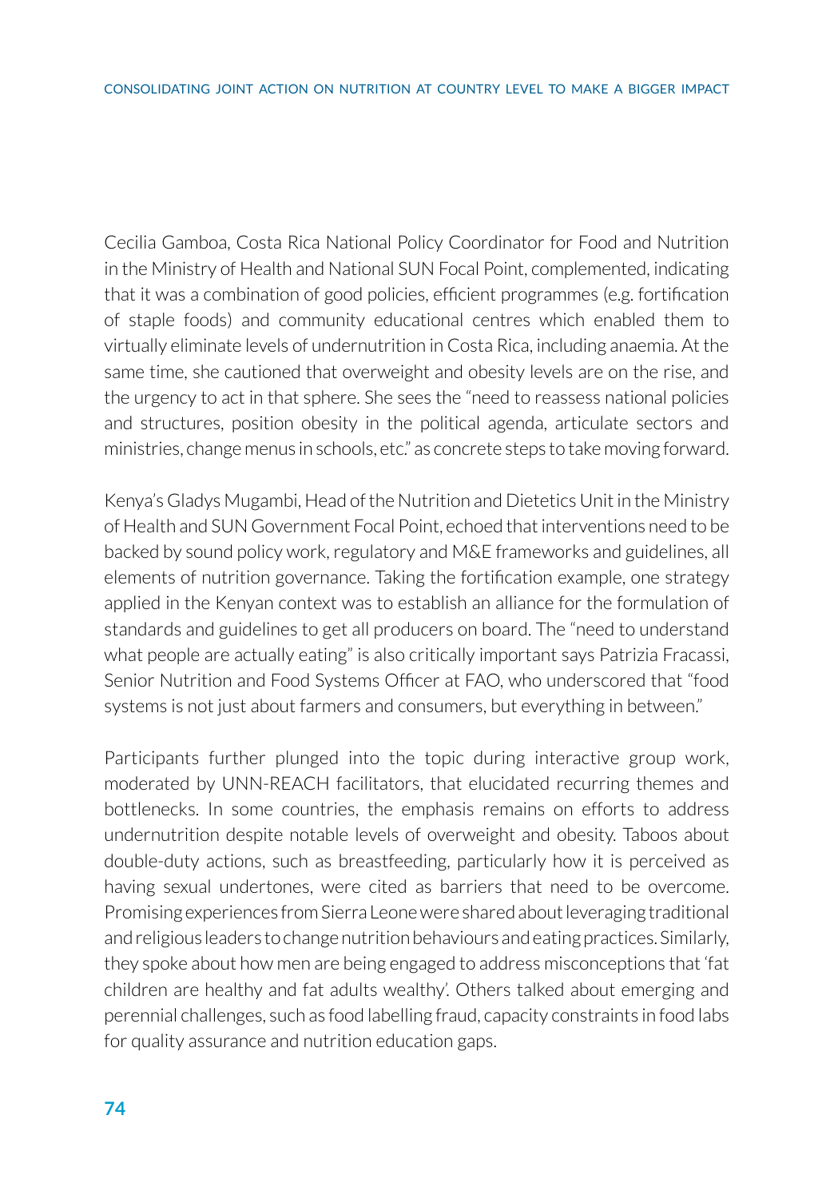Cecilia Gamboa, Costa Rica National Policy Coordinator for Food and Nutrition in the Ministry of Health and National SUN Focal Point, complemented, indicating that it was a combination of good policies, efficient programmes (e.g. fortification of staple foods) and community educational centres which enabled them to virtually eliminate levels of undernutrition in Costa Rica, including anaemia. At the same time, she cautioned that overweight and obesity levels are on the rise, and the urgency to act in that sphere. She sees the "need to reassess national policies and structures, position obesity in the political agenda, articulate sectors and ministries, change menus in schools, etc." as concrete steps to take moving forward.

Kenya's Gladys Mugambi, Head of the Nutrition and Dietetics Unit in the Ministry of Health and SUN Government Focal Point, echoed that interventions need to be backed by sound policy work, regulatory and M&E frameworks and guidelines, all elements of nutrition governance. Taking the fortification example, one strategy applied in the Kenyan context was to establish an alliance for the formulation of standards and guidelines to get all producers on board. The "need to understand what people are actually eating" is also critically important says Patrizia Fracassi, Senior Nutrition and Food Systems Officer at FAO, who underscored that "food systems is not just about farmers and consumers, but everything in between."

Participants further plunged into the topic during interactive group work, moderated by UNN-REACH facilitators, that elucidated recurring themes and bottlenecks. In some countries, the emphasis remains on efforts to address undernutrition despite notable levels of overweight and obesity. Taboos about double-duty actions, such as breastfeeding, particularly how it is perceived as having sexual undertones, were cited as barriers that need to be overcome. Promising experiences from Sierra Leone were shared about leveraging traditional and religious leaders to change nutrition behaviours and eating practices. Similarly, they spoke about how men are being engaged to address misconceptions that 'fat children are healthy and fat adults wealthy'. Others talked about emerging and perennial challenges, such as food labelling fraud, capacity constraints in food labs for quality assurance and nutrition education gaps.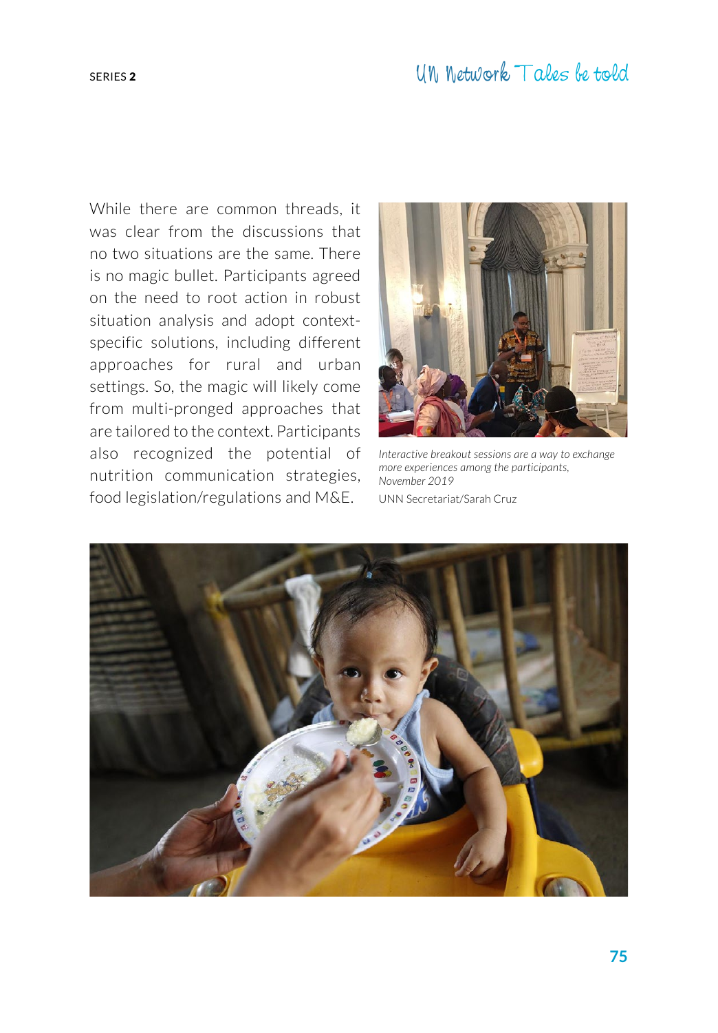While there are common threads, it was clear from the discussions that no two situations are the same. There is no magic bullet. Participants agreed on the need to root action in robust situation analysis and adopt context-specific solutions, including different approaches for rural and urban settings. So, the magic will likely come from multi-pronged approaches that are tailored to the context. Participants also recognized the potential of nutrition communication strategies, food legislation/regulations and M&E.

*Interactive breakout sessions are a way to exchange more experiences among the participants, November 2019*

UNN Secretariat/Sarah Cruz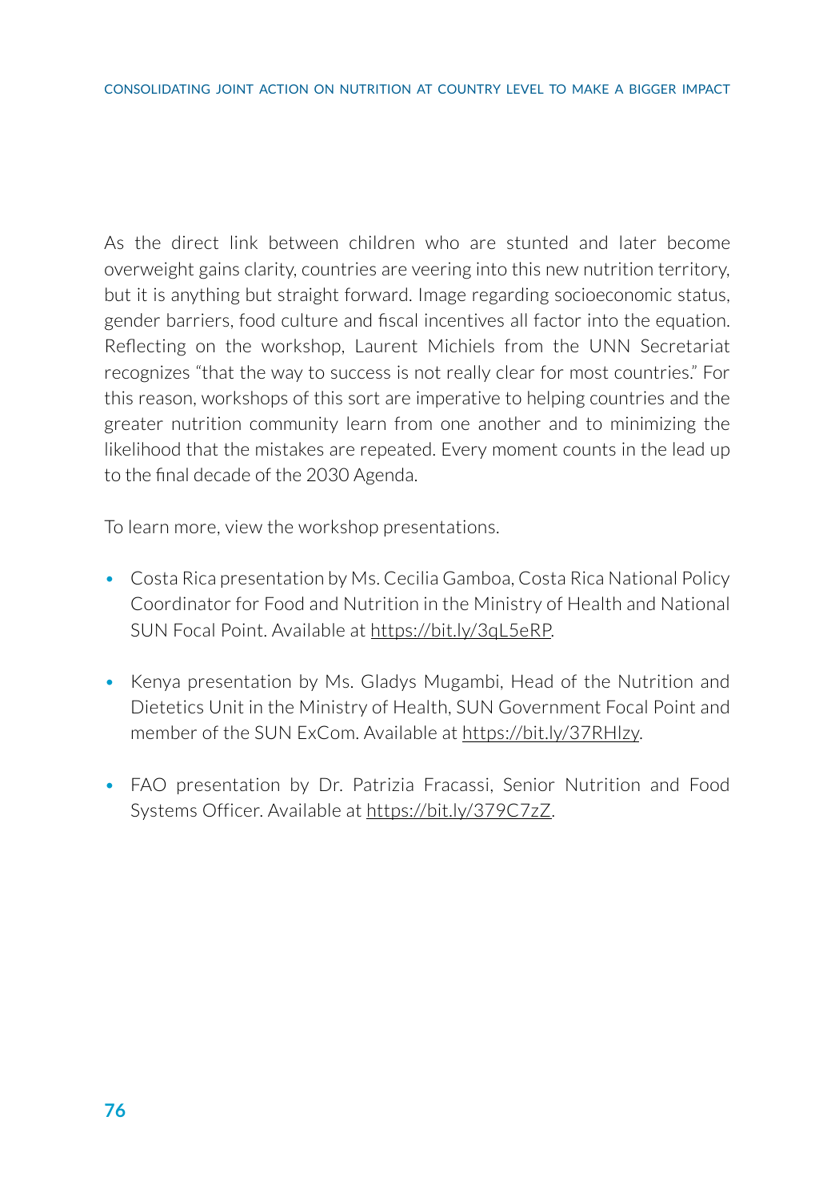As the direct link between children who are stunted and later become overweight gains clarity, countries are veering into this new nutrition territory, but it is anything but straight forward. Image regarding socioeconomic status, gender barriers, food culture and fiscal incentives all factor into the equation. Reflecting on the workshop, Laurent Michiels from the UNN Secretariat recognizes "that the way to success is not really clear for most countries." For this reason, workshops of this sort are imperative to helping countries and the greater nutrition community learn from one another and to minimizing the likelihood that the mistakes are repeated. Every moment counts in the lead up to the final decade of the 2030 Agenda.

To learn more, view the workshop presentations.

- Costa Rica presentation by Ms. Cecilia Gamboa, Costa Rica National Policy Coordinator for Food and Nutrition in the Ministry of Health and National SUN Focal Point. Available at https://bit.ly/3qL5eRP.
- Kenya presentation by Ms. Gladys Mugambi, Head of the Nutrition and Dietetics Unit in the Ministry of Health, SUN Government Focal Point and member of the SUN ExCom. Available at https://bit.ly/37RHlzy.
- FAO presentation by Dr. Patrizia Fracassi, Senior Nutrition and Food Systems Officer. Available at https://bit.ly/379C7zZ.